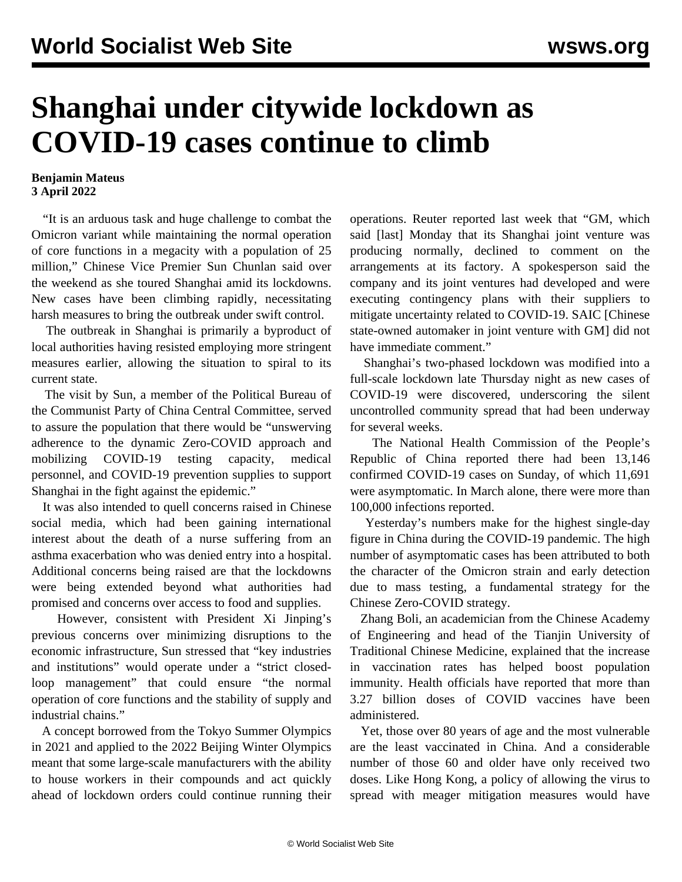# Shanghai under citywide lockdown as COVID-19 cases continue to climb

**Benjamin Mateus**
**3 April 2022**

"It is an arduous task and huge challenge to combat the Omicron variant while maintaining the normal operation of core functions in a megacity with a population of 25 million," Chinese Vice Premier Sun Chunlan said over the weekend as she toured Shanghai amid its lockdowns. New cases have been climbing rapidly, necessitating harsh measures to bring the outbreak under swift control.

The outbreak in Shanghai is primarily a byproduct of local authorities having resisted employing more stringent measures earlier, allowing the situation to spiral to its current state.

The visit by Sun, a member of the Political Bureau of the Communist Party of China Central Committee, served to assure the population that there would be "unswerving adherence to the dynamic Zero-COVID approach and mobilizing COVID-19 testing capacity, medical personnel, and COVID-19 prevention supplies to support Shanghai in the fight against the epidemic."

It was also intended to quell concerns raised in Chinese social media, which had been gaining international interest about the death of a nurse suffering from an asthma exacerbation who was denied entry into a hospital. Additional concerns being raised are that the lockdowns were being extended beyond what authorities had promised and concerns over access to food and supplies.

However, consistent with President Xi Jinping's previous concerns over minimizing disruptions to the economic infrastructure, Sun stressed that "key industries and institutions" would operate under a "strict closed-loop management" that could ensure "the normal operation of core functions and the stability of supply and industrial chains."

A concept borrowed from the Tokyo Summer Olympics in 2021 and applied to the 2022 Beijing Winter Olympics meant that some large-scale manufacturers with the ability to house workers in their compounds and act quickly ahead of lockdown orders could continue running their operations. Reuter reported last week that "GM, which said [last] Monday that its Shanghai joint venture was producing normally, declined to comment on the arrangements at its factory. A spokesperson said the company and its joint ventures had developed and were executing contingency plans with their suppliers to mitigate uncertainty related to COVID-19. SAIC [Chinese state-owned automaker in joint venture with GM] did not have immediate comment."

Shanghai's two-phased lockdown was modified into a full-scale lockdown late Thursday night as new cases of COVID-19 were discovered, underscoring the silent uncontrolled community spread that had been underway for several weeks.

The National Health Commission of the People's Republic of China reported there had been 13,146 confirmed COVID-19 cases on Sunday, of which 11,691 were asymptomatic. In March alone, there were more than 100,000 infections reported.

Yesterday's numbers make for the highest single-day figure in China during the COVID-19 pandemic. The high number of asymptomatic cases has been attributed to both the character of the Omicron strain and early detection due to mass testing, a fundamental strategy for the Chinese Zero-COVID strategy.

Zhang Boli, an academician from the Chinese Academy of Engineering and head of the Tianjin University of Traditional Chinese Medicine, explained that the increase in vaccination rates has helped boost population immunity. Health officials have reported that more than 3.27 billion doses of COVID vaccines have been administered.

Yet, those over 80 years of age and the most vulnerable are the least vaccinated in China. And a considerable number of those 60 and older have only received two doses. Like Hong Kong, a policy of allowing the virus to spread with meager mitigation measures would have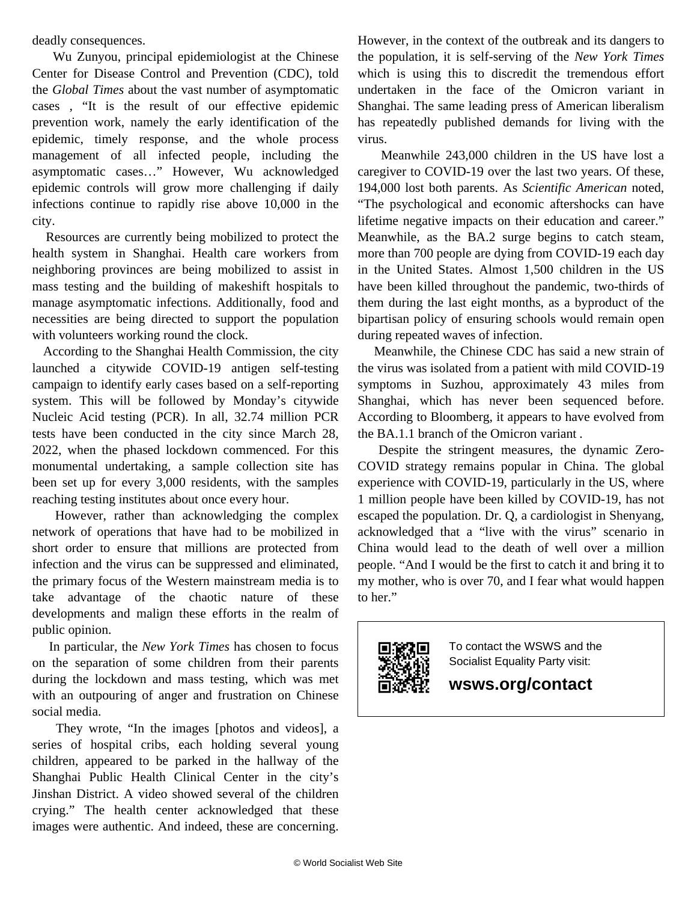deadly consequences.

Wu Zunyou, principal epidemiologist at the Chinese Center for Disease Control and Prevention (CDC), told the *Global Times* about the vast number of asymptomatic cases , "It is the result of our effective epidemic prevention work, namely the early identification of the epidemic, timely response, and the whole process management of all infected people, including the asymptomatic cases…" However, Wu acknowledged epidemic controls will grow more challenging if daily infections continue to rapidly rise above 10,000 in the city.

Resources are currently being mobilized to protect the health system in Shanghai. Health care workers from neighboring provinces are being mobilized to assist in mass testing and the building of makeshift hospitals to manage asymptomatic infections. Additionally, food and necessities are being directed to support the population with volunteers working round the clock.

According to the Shanghai Health Commission, the city launched a citywide COVID-19 antigen self-testing campaign to identify early cases based on a self-reporting system. This will be followed by Monday's citywide Nucleic Acid testing (PCR). In all, 32.74 million PCR tests have been conducted in the city since March 28, 2022, when the phased lockdown commenced. For this monumental undertaking, a sample collection site has been set up for every 3,000 residents, with the samples reaching testing institutes about once every hour.

However, rather than acknowledging the complex network of operations that have had to be mobilized in short order to ensure that millions are protected from infection and the virus can be suppressed and eliminated, the primary focus of the Western mainstream media is to take advantage of the chaotic nature of these developments and malign these efforts in the realm of public opinion.

In particular, the *New York Times* has chosen to focus on the separation of some children from their parents during the lockdown and mass testing, which was met with an outpouring of anger and frustration on Chinese social media.

They wrote, "In the images [photos and videos], a series of hospital cribs, each holding several young children, appeared to be parked in the hallway of the Shanghai Public Health Clinical Center in the city's Jinshan District. A video showed several of the children crying." The health center acknowledged that these images were authentic. And indeed, these are concerning. However, in the context of the outbreak and its dangers to the population, it is self-serving of the *New York Times* which is using this to discredit the tremendous effort undertaken in the face of the Omicron variant in Shanghai. The same leading press of American liberalism has repeatedly published demands for living with the virus.

Meanwhile 243,000 children in the US have lost a caregiver to COVID-19 over the last two years. Of these, 194,000 lost both parents. As *Scientific American* noted, "The psychological and economic aftershocks can have lifetime negative impacts on their education and career." Meanwhile, as the BA.2 surge begins to catch steam, more than 700 people are dying from COVID-19 each day in the United States. Almost 1,500 children in the US have been killed throughout the pandemic, two-thirds of them during the last eight months, as a byproduct of the bipartisan policy of ensuring schools would remain open during repeated waves of infection.

Meanwhile, the Chinese CDC has said a new strain of the virus was isolated from a patient with mild COVID-19 symptoms in Suzhou, approximately 43 miles from Shanghai, which has never been sequenced before. According to Bloomberg, it appears to have evolved from the BA.1.1 branch of the Omicron variant .

Despite the stringent measures, the dynamic Zero-COVID strategy remains popular in China. The global experience with COVID-19, particularly in the US, where 1 million people have been killed by COVID-19, has not escaped the population. Dr. Q, a cardiologist in Shenyang, acknowledged that a "live with the virus" scenario in China would lead to the death of well over a million people. "And I would be the first to catch it and bring it to my mother, who is over 70, and I fear what would happen to her."

To contact the WSWS and the Socialist Equality Party visit:

**wsws.org/contact**